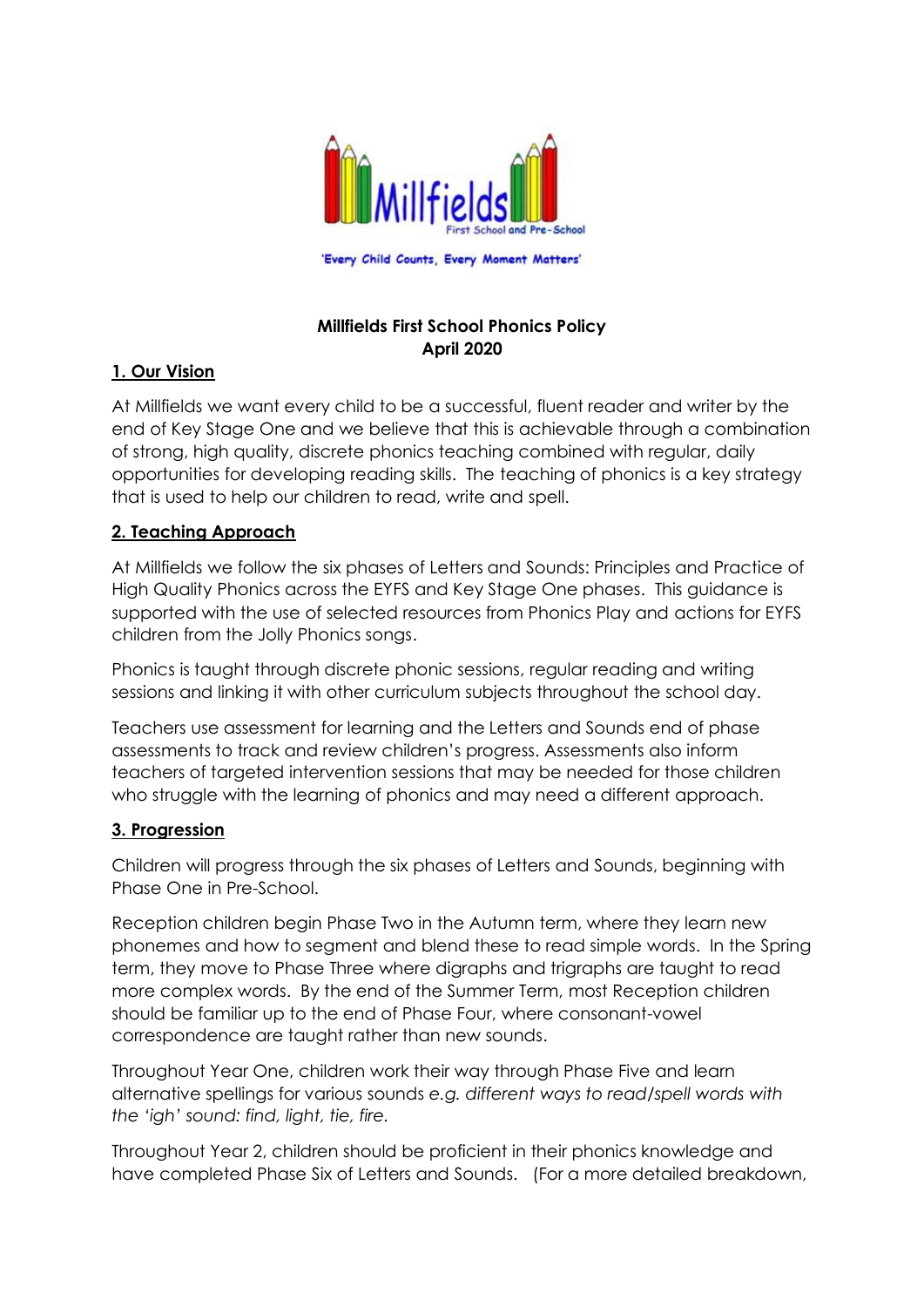'Every Child Counts, Every Moment Matters'

**Millfields First School Phonics Policy**
**April 2020**

## 1. Our Vision

At Millfields we want every child to be a successful, fluent reader and writer by the end of Key Stage One and we believe that this is achievable through a combination of strong, high quality, discrete phonics teaching combined with regular, daily opportunities for developing reading skills. The teaching of phonics is a key strategy that is used to help our children to read, write and spell.

## 2. Teaching Approach

At Millfields we follow the six phases of Letters and Sounds: Principles and Practice of High Quality Phonics across the EYFS and Key Stage One phases. This guidance is supported with the use of selected resources from Phonics Play and actions for EYFS children from the Jolly Phonics songs.

Phonics is taught through discrete phonic sessions, regular reading and writing sessions and linking it with other curriculum subjects throughout the school day.

Teachers use assessment for learning and the Letters and Sounds end of phase assessments to track and review children's progress. Assessments also inform teachers of targeted intervention sessions that may be needed for those children who struggle with the learning of phonics and may need a different approach.

## 3. Progression

Children will progress through the six phases of Letters and Sounds, beginning with Phase One in Pre-School.

Reception children begin Phase Two in the Autumn term, where they learn new phonemes and how to segment and blend these to read simple words. In the Spring term, they move to Phase Three where digraphs and trigraphs are taught to read more complex words. By the end of the Summer Term, most Reception children should be familiar up to the end of Phase Four, where consonant-vowel correspondence are taught rather than new sounds.

Throughout Year One, children work their way through Phase Five and learn alternative spellings for various sounds *e.g. different ways to read/spell words with the 'igh' sound: find, light, tie, fire.*

Throughout Year 2, children should be proficient in their phonics knowledge and have completed Phase Six of Letters and Sounds. (For a more detailed breakdown,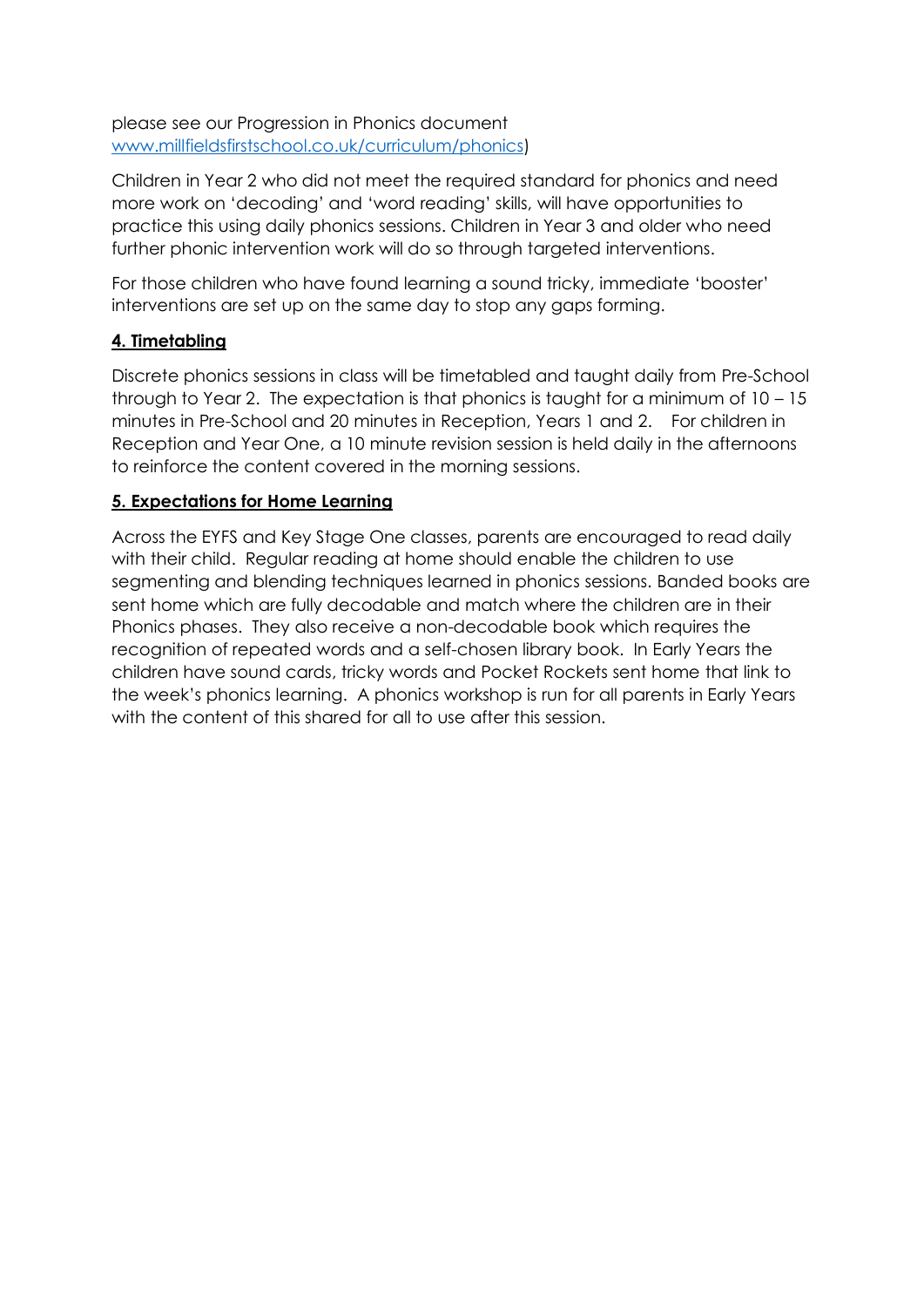please see our Progression in Phonics document [www.millfieldsfirstschool.co.uk/curriculum/phonics](http://www.millfieldsfirstschool.co.uk/curriculum/phonics))

Children in Year 2 who did not meet the required standard for phonics and need more work on 'decoding' and 'word reading' skills, will have opportunities to practice this using daily phonics sessions. Children in Year 3 and older who need further phonic intervention work will do so through targeted interventions.

For those children who have found learning a sound tricky, immediate 'booster' interventions are set up on the same day to stop any gaps forming.

## **4. Timetabling**

Discrete phonics sessions in class will be timetabled and taught daily from Pre-School through to Year 2. The expectation is that phonics is taught for a minimum of 10 – 15 minutes in Pre-School and 20 minutes in Reception, Years 1 and 2. For children in Reception and Year One, a 10 minute revision session is held daily in the afternoons to reinforce the content covered in the morning sessions.

## **5. Expectations for Home Learning**

Across the EYFS and Key Stage One classes, parents are encouraged to read daily with their child. Regular reading at home should enable the children to use segmenting and blending techniques learned in phonics sessions. Banded books are sent home which are fully decodable and match where the children are in their Phonics phases. They also receive a non-decodable book which requires the recognition of repeated words and a self-chosen library book. In Early Years the children have sound cards, tricky words and Pocket Rockets sent home that link to the week's phonics learning. A phonics workshop is run for all parents in Early Years with the content of this shared for all to use after this session.